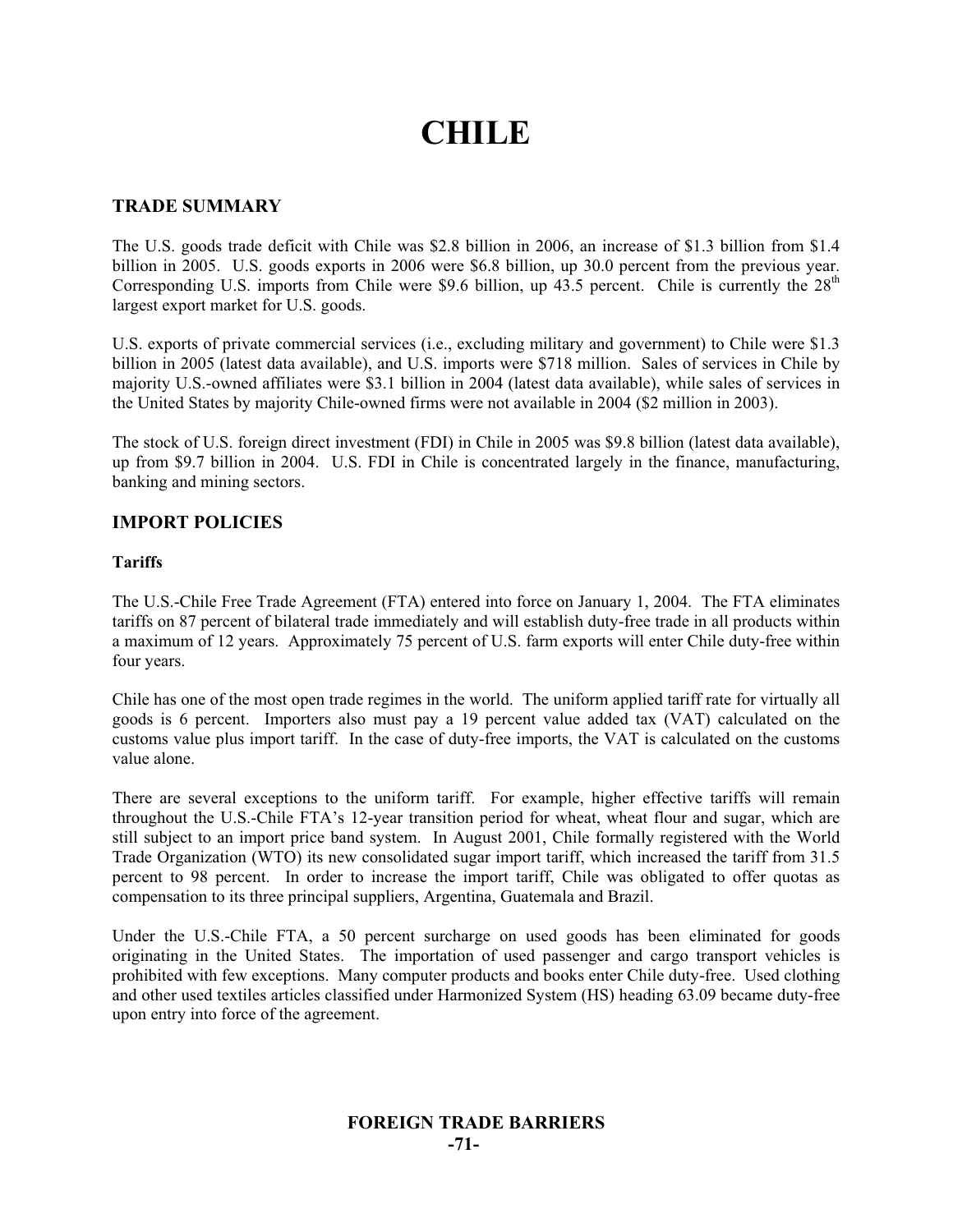# CHILE

## TRADE SUMMARY

The U.S. goods trade deficit with Chile was \$2.8 billion in 2006, an increase of \$1.3 billion from \$1.4 billion in 2005. U.S. goods exports in 2006 were \$6.8 billion, up 30.0 percent from the previous year. Corresponding U.S. imports from Chile were \$9.6 billion, up 43.5 percent. Chile is currently the 28th largest export market for U.S. goods.

U.S. exports of private commercial services (i.e., excluding military and government) to Chile were \$1.3 billion in 2005 (latest data available), and U.S. imports were \$718 million. Sales of services in Chile by majority U.S.-owned affiliates were \$3.1 billion in 2004 (latest data available), while sales of services in the United States by majority Chile-owned firms were not available in 2004 (\$2 million in 2003).

The stock of U.S. foreign direct investment (FDI) in Chile in 2005 was \$9.8 billion (latest data available), up from \$9.7 billion in 2004. U.S. FDI in Chile is concentrated largely in the finance, manufacturing, banking and mining sectors.

## IMPORT POLICIES

### Tariffs

The U.S.-Chile Free Trade Agreement (FTA) entered into force on January 1, 2004. The FTA eliminates tariffs on 87 percent of bilateral trade immediately and will establish duty-free trade in all products within a maximum of 12 years. Approximately 75 percent of U.S. farm exports will enter Chile duty-free within four years.

Chile has one of the most open trade regimes in the world. The uniform applied tariff rate for virtually all goods is 6 percent. Importers also must pay a 19 percent value added tax (VAT) calculated on the customs value plus import tariff. In the case of duty-free imports, the VAT is calculated on the customs value alone.

There are several exceptions to the uniform tariff. For example, higher effective tariffs will remain throughout the U.S.-Chile FTA's 12-year transition period for wheat, wheat flour and sugar, which are still subject to an import price band system. In August 2001, Chile formally registered with the World Trade Organization (WTO) its new consolidated sugar import tariff, which increased the tariff from 31.5 percent to 98 percent. In order to increase the import tariff, Chile was obligated to offer quotas as compensation to its three principal suppliers, Argentina, Guatemala and Brazil.

Under the U.S.-Chile FTA, a 50 percent surcharge on used goods has been eliminated for goods originating in the United States. The importation of used passenger and cargo transport vehicles is prohibited with few exceptions. Many computer products and books enter Chile duty-free. Used clothing and other used textiles articles classified under Harmonized System (HS) heading 63.09 became duty-free upon entry into force of the agreement.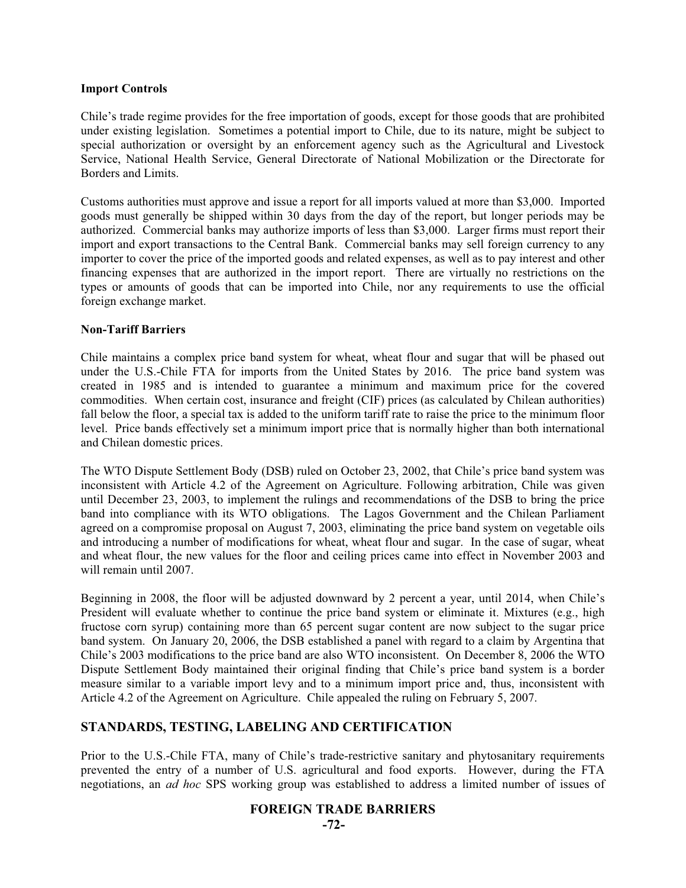### Import Controls

Chile's trade regime provides for the free importation of goods, except for those goods that are prohibited under existing legislation. Sometimes a potential import to Chile, due to its nature, might be subject to special authorization or oversight by an enforcement agency such as the Agricultural and Livestock Service, National Health Service, General Directorate of National Mobilization or the Directorate for Borders and Limits.

Customs authorities must approve and issue a report for all imports valued at more than $3,000. Imported goods must generally be shipped within 30 days from the day of the report, but longer periods may be authorized. Commercial banks may authorize imports of less than $3,000. Larger firms must report their import and export transactions to the Central Bank. Commercial banks may sell foreign currency to any importer to cover the price of the imported goods and related expenses, as well as to pay interest and other financing expenses that are authorized in the import report. There are virtually no restrictions on the types or amounts of goods that can be imported into Chile, nor any requirements to use the official foreign exchange market.

### Non-Tariff Barriers

Chile maintains a complex price band system for wheat, wheat flour and sugar that will be phased out under the U.S.-Chile FTA for imports from the United States by 2016. The price band system was created in 1985 and is intended to guarantee a minimum and maximum price for the covered commodities. When certain cost, insurance and freight (CIF) prices (as calculated by Chilean authorities) fall below the floor, a special tax is added to the uniform tariff rate to raise the price to the minimum floor level. Price bands effectively set a minimum import price that is normally higher than both international and Chilean domestic prices.

The WTO Dispute Settlement Body (DSB) ruled on October 23, 2002, that Chile's price band system was inconsistent with Article 4.2 of the Agreement on Agriculture. Following arbitration, Chile was given until December 23, 2003, to implement the rulings and recommendations of the DSB to bring the price band into compliance with its WTO obligations. The Lagos Government and the Chilean Parliament agreed on a compromise proposal on August 7, 2003, eliminating the price band system on vegetable oils and introducing a number of modifications for wheat, wheat flour and sugar. In the case of sugar, wheat and wheat flour, the new values for the floor and ceiling prices came into effect in November 2003 and will remain until 2007.

Beginning in 2008, the floor will be adjusted downward by 2 percent a year, until 2014, when Chile's President will evaluate whether to continue the price band system or eliminate it. Mixtures (e.g., high fructose corn syrup) containing more than 65 percent sugar content are now subject to the sugar price band system. On January 20, 2006, the DSB established a panel with regard to a claim by Argentina that Chile's 2003 modifications to the price band are also WTO inconsistent. On December 8, 2006 the WTO Dispute Settlement Body maintained their original finding that Chile's price band system is a border measure similar to a variable import levy and to a minimum import price and, thus, inconsistent with Article 4.2 of the Agreement on Agriculture. Chile appealed the ruling on February 5, 2007.

## STANDARDS, TESTING, LABELING AND CERTIFICATION

Prior to the U.S.-Chile FTA, many of Chile's trade-restrictive sanitary and phytosanitary requirements prevented the entry of a number of U.S. agricultural and food exports. However, during the FTA negotiations, an *ad hoc* SPS working group was established to address a limited number of issues of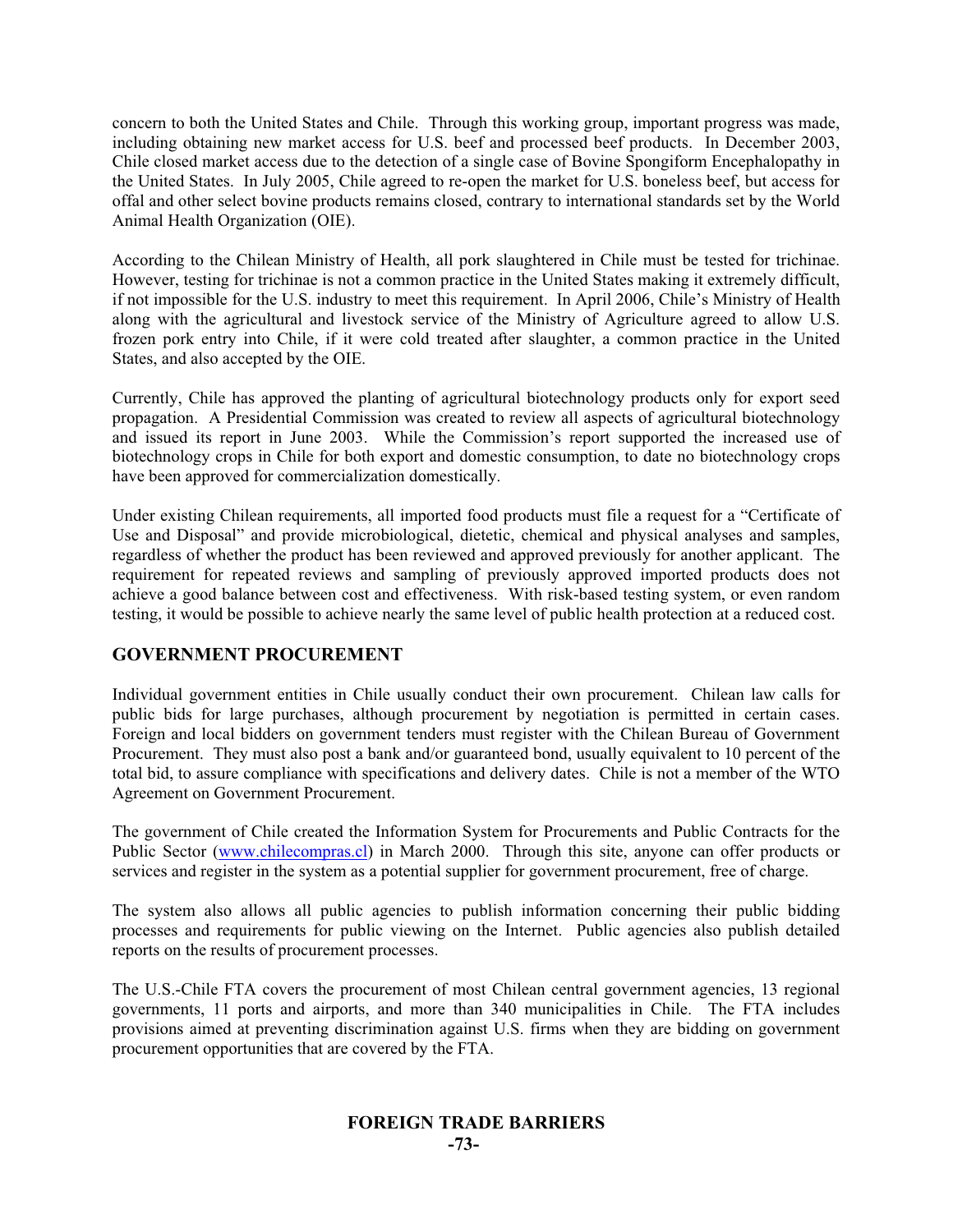concern to both the United States and Chile. Through this working group, important progress was made, including obtaining new market access for U.S. beef and processed beef products. In December 2003, Chile closed market access due to the detection of a single case of Bovine Spongiform Encephalopathy in the United States. In July 2005, Chile agreed to re-open the market for U.S. boneless beef, but access for offal and other select bovine products remains closed, contrary to international standards set by the World Animal Health Organization (OIE).

According to the Chilean Ministry of Health, all pork slaughtered in Chile must be tested for trichinae. However, testing for trichinae is not a common practice in the United States making it extremely difficult, if not impossible for the U.S. industry to meet this requirement. In April 2006, Chile's Ministry of Health along with the agricultural and livestock service of the Ministry of Agriculture agreed to allow U.S. frozen pork entry into Chile, if it were cold treated after slaughter, a common practice in the United States, and also accepted by the OIE.

Currently, Chile has approved the planting of agricultural biotechnology products only for export seed propagation. A Presidential Commission was created to review all aspects of agricultural biotechnology and issued its report in June 2003. While the Commission's report supported the increased use of biotechnology crops in Chile for both export and domestic consumption, to date no biotechnology crops have been approved for commercialization domestically.

Under existing Chilean requirements, all imported food products must file a request for a "Certificate of Use and Disposal" and provide microbiological, dietetic, chemical and physical analyses and samples, regardless of whether the product has been reviewed and approved previously for another applicant. The requirement for repeated reviews and sampling of previously approved imported products does not achieve a good balance between cost and effectiveness. With risk-based testing system, or even random testing, it would be possible to achieve nearly the same level of public health protection at a reduced cost.

## GOVERNMENT PROCUREMENT

Individual government entities in Chile usually conduct their own procurement. Chilean law calls for public bids for large purchases, although procurement by negotiation is permitted in certain cases. Foreign and local bidders on government tenders must register with the Chilean Bureau of Government Procurement. They must also post a bank and/or guaranteed bond, usually equivalent to 10 percent of the total bid, to assure compliance with specifications and delivery dates. Chile is not a member of the WTO Agreement on Government Procurement.

The government of Chile created the Information System for Procurements and Public Contracts for the Public Sector (www.chilecompras.cl) in March 2000. Through this site, anyone can offer products or services and register in the system as a potential supplier for government procurement, free of charge.

The system also allows all public agencies to publish information concerning their public bidding processes and requirements for public viewing on the Internet. Public agencies also publish detailed reports on the results of procurement processes.

The U.S.-Chile FTA covers the procurement of most Chilean central government agencies, 13 regional governments, 11 ports and airports, and more than 340 municipalities in Chile. The FTA includes provisions aimed at preventing discrimination against U.S. firms when they are bidding on government procurement opportunities that are covered by the FTA.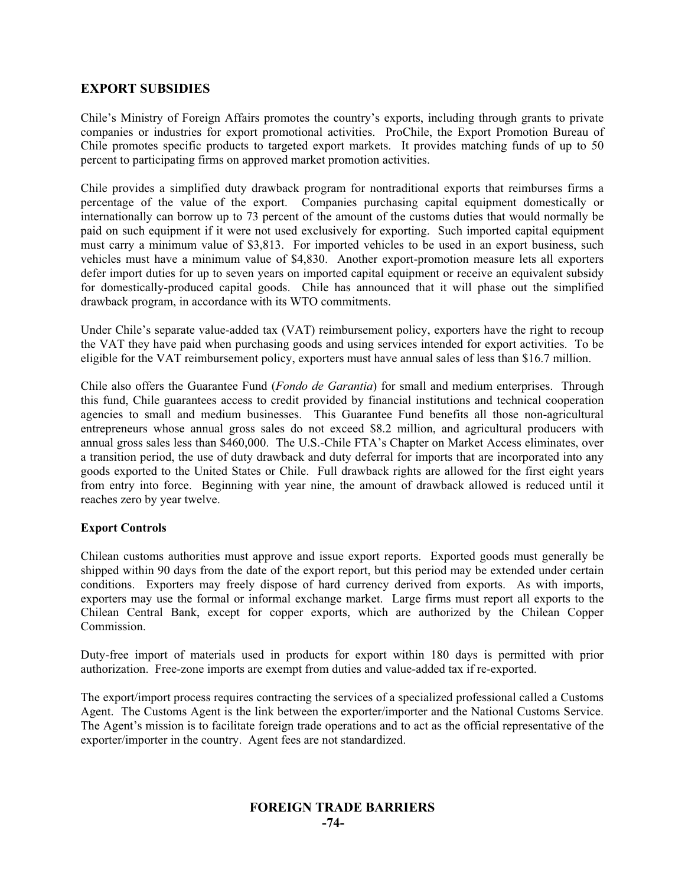## EXPORT SUBSIDIES

Chile's Ministry of Foreign Affairs promotes the country's exports, including through grants to private companies or industries for export promotional activities. ProChile, the Export Promotion Bureau of Chile promotes specific products to targeted export markets. It provides matching funds of up to 50 percent to participating firms on approved market promotion activities.

Chile provides a simplified duty drawback program for nontraditional exports that reimburses firms a percentage of the value of the export. Companies purchasing capital equipment domestically or internationally can borrow up to 73 percent of the amount of the customs duties that would normally be paid on such equipment if it were not used exclusively for exporting. Such imported capital equipment must carry a minimum value of $3,813. For imported vehicles to be used in an export business, such vehicles must have a minimum value of $4,830. Another export-promotion measure lets all exporters defer import duties for up to seven years on imported capital equipment or receive an equivalent subsidy for domestically-produced capital goods. Chile has announced that it will phase out the simplified drawback program, in accordance with its WTO commitments.

Under Chile's separate value-added tax (VAT) reimbursement policy, exporters have the right to recoup the VAT they have paid when purchasing goods and using services intended for export activities. To be eligible for the VAT reimbursement policy, exporters must have annual sales of less than $16.7 million.

Chile also offers the Guarantee Fund (*Fondo de Garantia*) for small and medium enterprises. Through this fund, Chile guarantees access to credit provided by financial institutions and technical cooperation agencies to small and medium businesses. This Guarantee Fund benefits all those non-agricultural entrepreneurs whose annual gross sales do not exceed $8.2 million, and agricultural producers with annual gross sales less than $460,000. The U.S.-Chile FTA's Chapter on Market Access eliminates, over a transition period, the use of duty drawback and duty deferral for imports that are incorporated into any goods exported to the United States or Chile. Full drawback rights are allowed for the first eight years from entry into force. Beginning with year nine, the amount of drawback allowed is reduced until it reaches zero by year twelve.

### Export Controls

Chilean customs authorities must approve and issue export reports. Exported goods must generally be shipped within 90 days from the date of the export report, but this period may be extended under certain conditions. Exporters may freely dispose of hard currency derived from exports. As with imports, exporters may use the formal or informal exchange market. Large firms must report all exports to the Chilean Central Bank, except for copper exports, which are authorized by the Chilean Copper Commission.

Duty-free import of materials used in products for export within 180 days is permitted with prior authorization. Free-zone imports are exempt from duties and value-added tax if re-exported.

The export/import process requires contracting the services of a specialized professional called a Customs Agent. The Customs Agent is the link between the exporter/importer and the National Customs Service. The Agent's mission is to facilitate foreign trade operations and to act as the official representative of the exporter/importer in the country. Agent fees are not standardized.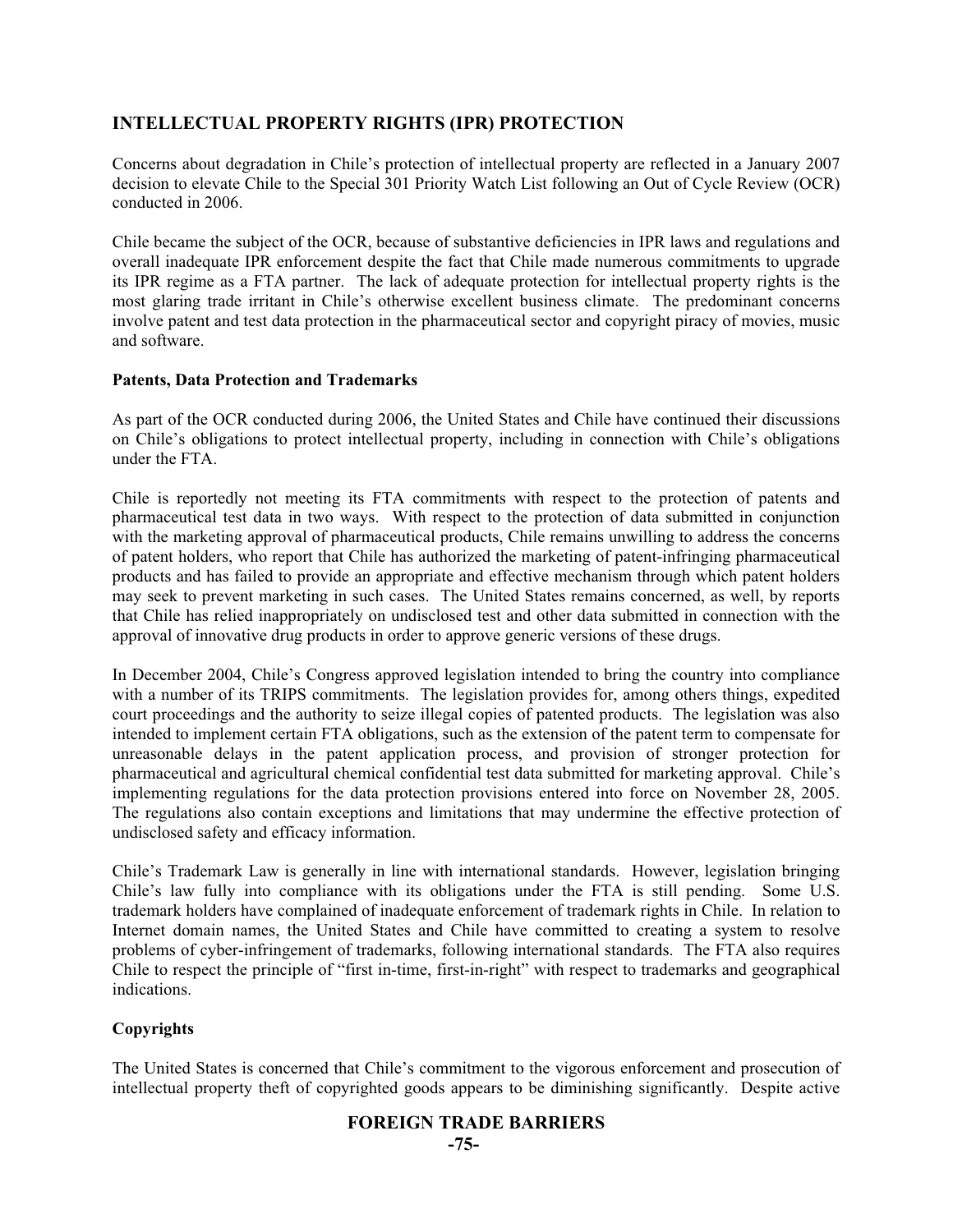## INTELLECTUAL PROPERTY RIGHTS (IPR) PROTECTION

Concerns about degradation in Chile's protection of intellectual property are reflected in a January 2007 decision to elevate Chile to the Special 301 Priority Watch List following an Out of Cycle Review (OCR) conducted in 2006.

Chile became the subject of the OCR, because of substantive deficiencies in IPR laws and regulations and overall inadequate IPR enforcement despite the fact that Chile made numerous commitments to upgrade its IPR regime as a FTA partner. The lack of adequate protection for intellectual property rights is the most glaring trade irritant in Chile's otherwise excellent business climate. The predominant concerns involve patent and test data protection in the pharmaceutical sector and copyright piracy of movies, music and software.

**Patents, Data Protection and Trademarks**

As part of the OCR conducted during 2006, the United States and Chile have continued their discussions on Chile's obligations to protect intellectual property, including in connection with Chile's obligations under the FTA.

Chile is reportedly not meeting its FTA commitments with respect to the protection of patents and pharmaceutical test data in two ways. With respect to the protection of data submitted in conjunction with the marketing approval of pharmaceutical products, Chile remains unwilling to address the concerns of patent holders, who report that Chile has authorized the marketing of patent-infringing pharmaceutical products and has failed to provide an appropriate and effective mechanism through which patent holders may seek to prevent marketing in such cases. The United States remains concerned, as well, by reports that Chile has relied inappropriately on undisclosed test and other data submitted in connection with the approval of innovative drug products in order to approve generic versions of these drugs.

In December 2004, Chile's Congress approved legislation intended to bring the country into compliance with a number of its TRIPS commitments. The legislation provides for, among others things, expedited court proceedings and the authority to seize illegal copies of patented products. The legislation was also intended to implement certain FTA obligations, such as the extension of the patent term to compensate for unreasonable delays in the patent application process, and provision of stronger protection for pharmaceutical and agricultural chemical confidential test data submitted for marketing approval. Chile's implementing regulations for the data protection provisions entered into force on November 28, 2005. The regulations also contain exceptions and limitations that may undermine the effective protection of undisclosed safety and efficacy information.

Chile's Trademark Law is generally in line with international standards. However, legislation bringing Chile's law fully into compliance with its obligations under the FTA is still pending. Some U.S. trademark holders have complained of inadequate enforcement of trademark rights in Chile. In relation to Internet domain names, the United States and Chile have committed to creating a system to resolve problems of cyber-infringement of trademarks, following international standards. The FTA also requires Chile to respect the principle of "first in-time, first-in-right" with respect to trademarks and geographical indications.

**Copyrights**

The United States is concerned that Chile's commitment to the vigorous enforcement and prosecution of intellectual property theft of copyrighted goods appears to be diminishing significantly. Despite active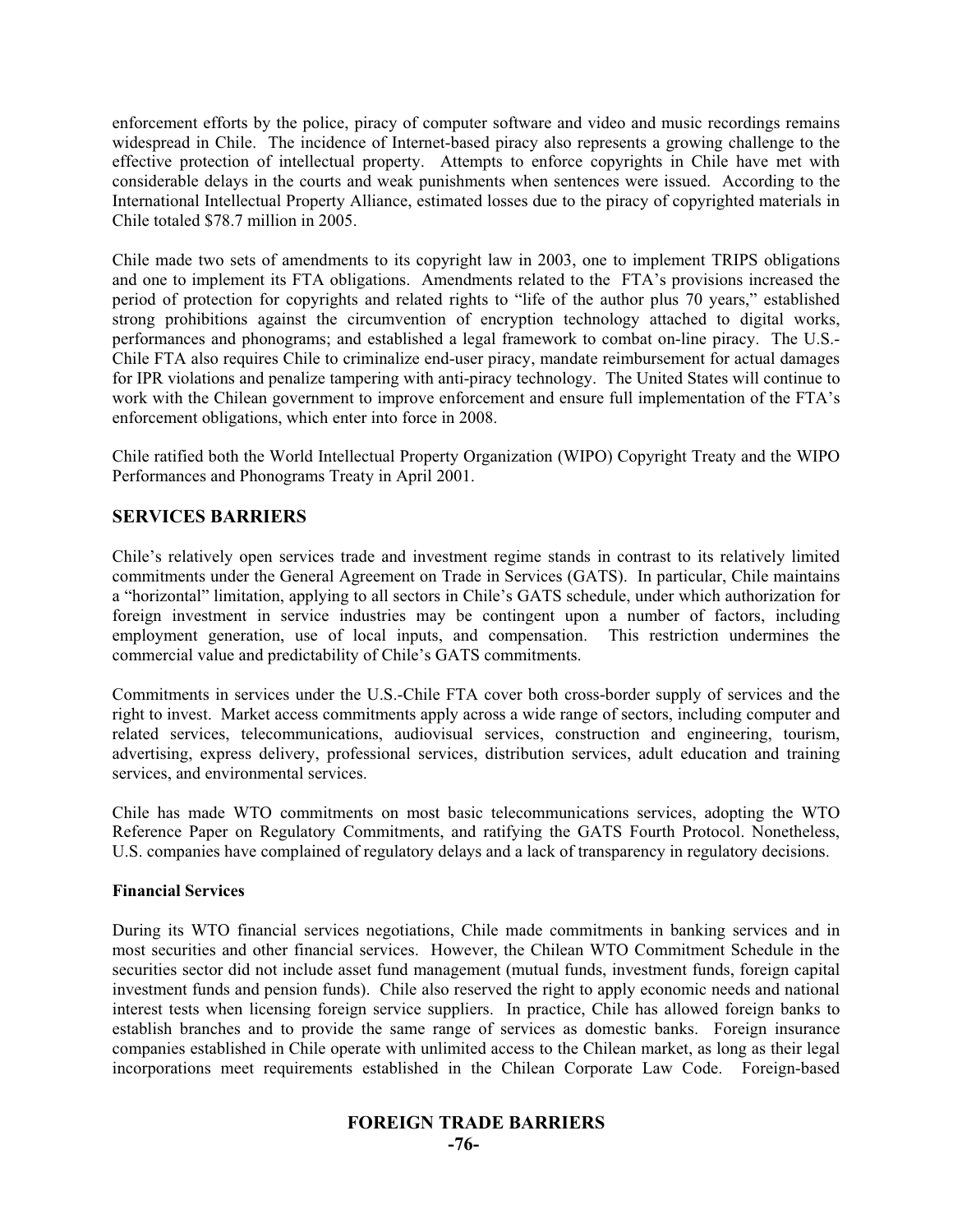enforcement efforts by the police, piracy of computer software and video and music recordings remains widespread in Chile. The incidence of Internet-based piracy also represents a growing challenge to the effective protection of intellectual property. Attempts to enforce copyrights in Chile have met with considerable delays in the courts and weak punishments when sentences were issued. According to the International Intellectual Property Alliance, estimated losses due to the piracy of copyrighted materials in Chile totaled $78.7 million in 2005.

Chile made two sets of amendments to its copyright law in 2003, one to implement TRIPS obligations and one to implement its FTA obligations. Amendments related to the FTA's provisions increased the period of protection for copyrights and related rights to "life of the author plus 70 years," established strong prohibitions against the circumvention of encryption technology attached to digital works, performances and phonograms; and established a legal framework to combat on-line piracy. The U.S.-Chile FTA also requires Chile to criminalize end-user piracy, mandate reimbursement for actual damages for IPR violations and penalize tampering with anti-piracy technology. The United States will continue to work with the Chilean government to improve enforcement and ensure full implementation of the FTA's enforcement obligations, which enter into force in 2008.

Chile ratified both the World Intellectual Property Organization (WIPO) Copyright Treaty and the WIPO Performances and Phonograms Treaty in April 2001.

## SERVICES BARRIERS

Chile's relatively open services trade and investment regime stands in contrast to its relatively limited commitments under the General Agreement on Trade in Services (GATS). In particular, Chile maintains a "horizontal" limitation, applying to all sectors in Chile's GATS schedule, under which authorization for foreign investment in service industries may be contingent upon a number of factors, including employment generation, use of local inputs, and compensation. This restriction undermines the commercial value and predictability of Chile's GATS commitments.

Commitments in services under the U.S.-Chile FTA cover both cross-border supply of services and the right to invest. Market access commitments apply across a wide range of sectors, including computer and related services, telecommunications, audiovisual services, construction and engineering, tourism, advertising, express delivery, professional services, distribution services, adult education and training services, and environmental services.

Chile has made WTO commitments on most basic telecommunications services, adopting the WTO Reference Paper on Regulatory Commitments, and ratifying the GATS Fourth Protocol. Nonetheless, U.S. companies have complained of regulatory delays and a lack of transparency in regulatory decisions.

### Financial Services

During its WTO financial services negotiations, Chile made commitments in banking services and in most securities and other financial services. However, the Chilean WTO Commitment Schedule in the securities sector did not include asset fund management (mutual funds, investment funds, foreign capital investment funds and pension funds). Chile also reserved the right to apply economic needs and national interest tests when licensing foreign service suppliers. In practice, Chile has allowed foreign banks to establish branches and to provide the same range of services as domestic banks. Foreign insurance companies established in Chile operate with unlimited access to the Chilean market, as long as their legal incorporations meet requirements established in the Chilean Corporate Law Code. Foreign-based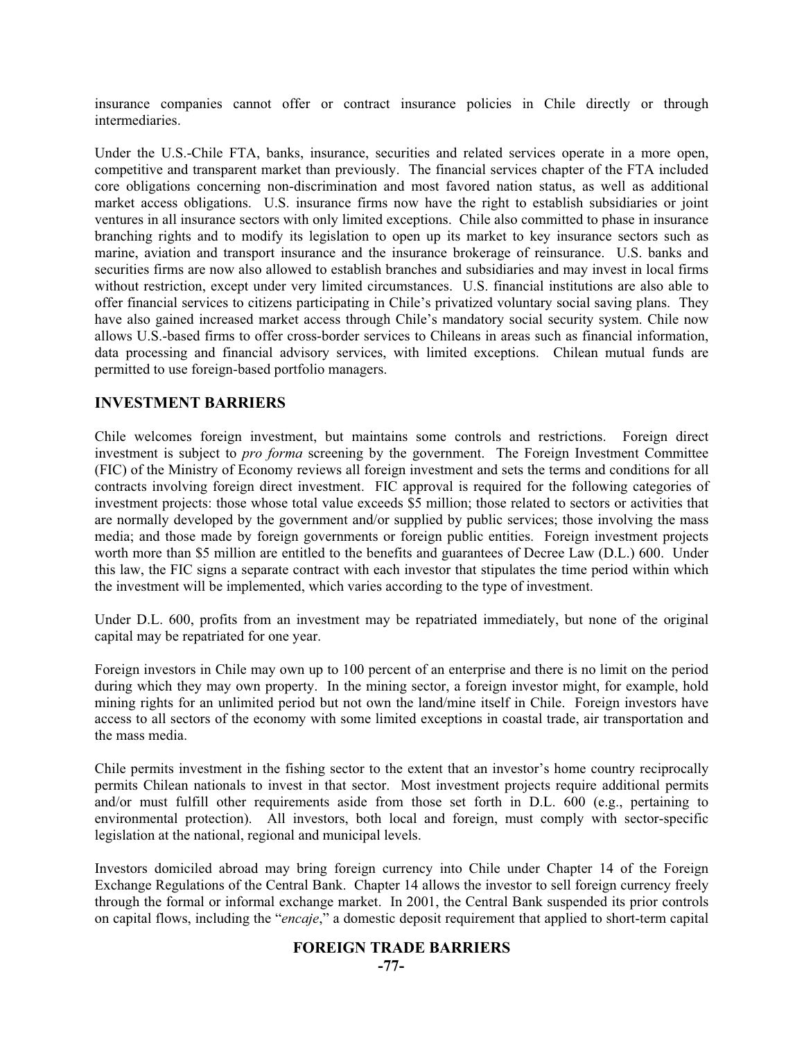insurance companies cannot offer or contract insurance policies in Chile directly or through intermediaries.

Under the U.S.-Chile FTA, banks, insurance, securities and related services operate in a more open, competitive and transparent market than previously. The financial services chapter of the FTA included core obligations concerning non-discrimination and most favored nation status, as well as additional market access obligations. U.S. insurance firms now have the right to establish subsidiaries or joint ventures in all insurance sectors with only limited exceptions. Chile also committed to phase in insurance branching rights and to modify its legislation to open up its market to key insurance sectors such as marine, aviation and transport insurance and the insurance brokerage of reinsurance. U.S. banks and securities firms are now also allowed to establish branches and subsidiaries and may invest in local firms without restriction, except under very limited circumstances. U.S. financial institutions are also able to offer financial services to citizens participating in Chile's privatized voluntary social saving plans. They have also gained increased market access through Chile's mandatory social security system. Chile now allows U.S.-based firms to offer cross-border services to Chileans in areas such as financial information, data processing and financial advisory services, with limited exceptions. Chilean mutual funds are permitted to use foreign-based portfolio managers.

## INVESTMENT BARRIERS

Chile welcomes foreign investment, but maintains some controls and restrictions. Foreign direct investment is subject to *pro forma* screening by the government. The Foreign Investment Committee (FIC) of the Ministry of Economy reviews all foreign investment and sets the terms and conditions for all contracts involving foreign direct investment. FIC approval is required for the following categories of investment projects: those whose total value exceeds $5 million; those related to sectors or activities that are normally developed by the government and/or supplied by public services; those involving the mass media; and those made by foreign governments or foreign public entities. Foreign investment projects worth more than $5 million are entitled to the benefits and guarantees of Decree Law (D.L.) 600. Under this law, the FIC signs a separate contract with each investor that stipulates the time period within which the investment will be implemented, which varies according to the type of investment.

Under D.L. 600, profits from an investment may be repatriated immediately, but none of the original capital may be repatriated for one year.

Foreign investors in Chile may own up to 100 percent of an enterprise and there is no limit on the period during which they may own property. In the mining sector, a foreign investor might, for example, hold mining rights for an unlimited period but not own the land/mine itself in Chile. Foreign investors have access to all sectors of the economy with some limited exceptions in coastal trade, air transportation and the mass media.

Chile permits investment in the fishing sector to the extent that an investor's home country reciprocally permits Chilean nationals to invest in that sector. Most investment projects require additional permits and/or must fulfill other requirements aside from those set forth in D.L. 600 (e.g., pertaining to environmental protection). All investors, both local and foreign, must comply with sector-specific legislation at the national, regional and municipal levels.

Investors domiciled abroad may bring foreign currency into Chile under Chapter 14 of the Foreign Exchange Regulations of the Central Bank. Chapter 14 allows the investor to sell foreign currency freely through the formal or informal exchange market. In 2001, the Central Bank suspended its prior controls on capital flows, including the "*encaje*," a domestic deposit requirement that applied to short-term capital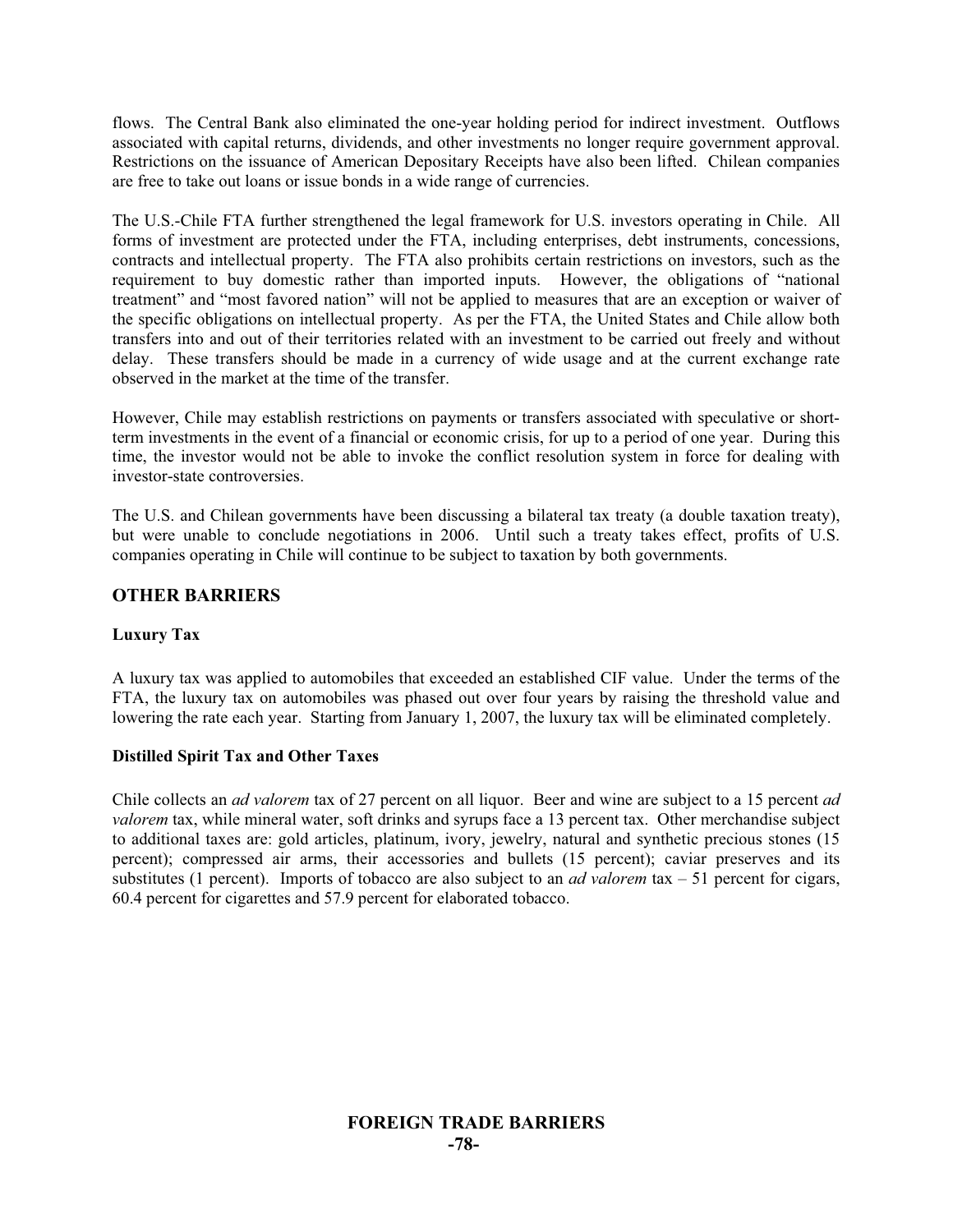flows. The Central Bank also eliminated the one-year holding period for indirect investment. Outflows associated with capital returns, dividends, and other investments no longer require government approval. Restrictions on the issuance of American Depositary Receipts have also been lifted. Chilean companies are free to take out loans or issue bonds in a wide range of currencies.

The U.S.-Chile FTA further strengthened the legal framework for U.S. investors operating in Chile. All forms of investment are protected under the FTA, including enterprises, debt instruments, concessions, contracts and intellectual property. The FTA also prohibits certain restrictions on investors, such as the requirement to buy domestic rather than imported inputs. However, the obligations of "national treatment" and "most favored nation" will not be applied to measures that are an exception or waiver of the specific obligations on intellectual property. As per the FTA, the United States and Chile allow both transfers into and out of their territories related with an investment to be carried out freely and without delay. These transfers should be made in a currency of wide usage and at the current exchange rate observed in the market at the time of the transfer.

However, Chile may establish restrictions on payments or transfers associated with speculative or short-term investments in the event of a financial or economic crisis, for up to a period of one year. During this time, the investor would not be able to invoke the conflict resolution system in force for dealing with investor-state controversies.

The U.S. and Chilean governments have been discussing a bilateral tax treaty (a double taxation treaty), but were unable to conclude negotiations in 2006. Until such a treaty takes effect, profits of U.S. companies operating in Chile will continue to be subject to taxation by both governments.

## OTHER BARRIERS

### Luxury Tax

A luxury tax was applied to automobiles that exceeded an established CIF value. Under the terms of the FTA, the luxury tax on automobiles was phased out over four years by raising the threshold value and lowering the rate each year. Starting from January 1, 2007, the luxury tax will be eliminated completely.

### Distilled Spirit Tax and Other Taxes

Chile collects an *ad valorem* tax of 27 percent on all liquor. Beer and wine are subject to a 15 percent *ad valorem* tax, while mineral water, soft drinks and syrups face a 13 percent tax. Other merchandise subject to additional taxes are: gold articles, platinum, ivory, jewelry, natural and synthetic precious stones (15 percent); compressed air arms, their accessories and bullets (15 percent); caviar preserves and its substitutes (1 percent). Imports of tobacco are also subject to an *ad valorem* tax – 51 percent for cigars, 60.4 percent for cigarettes and 57.9 percent for elaborated tobacco.